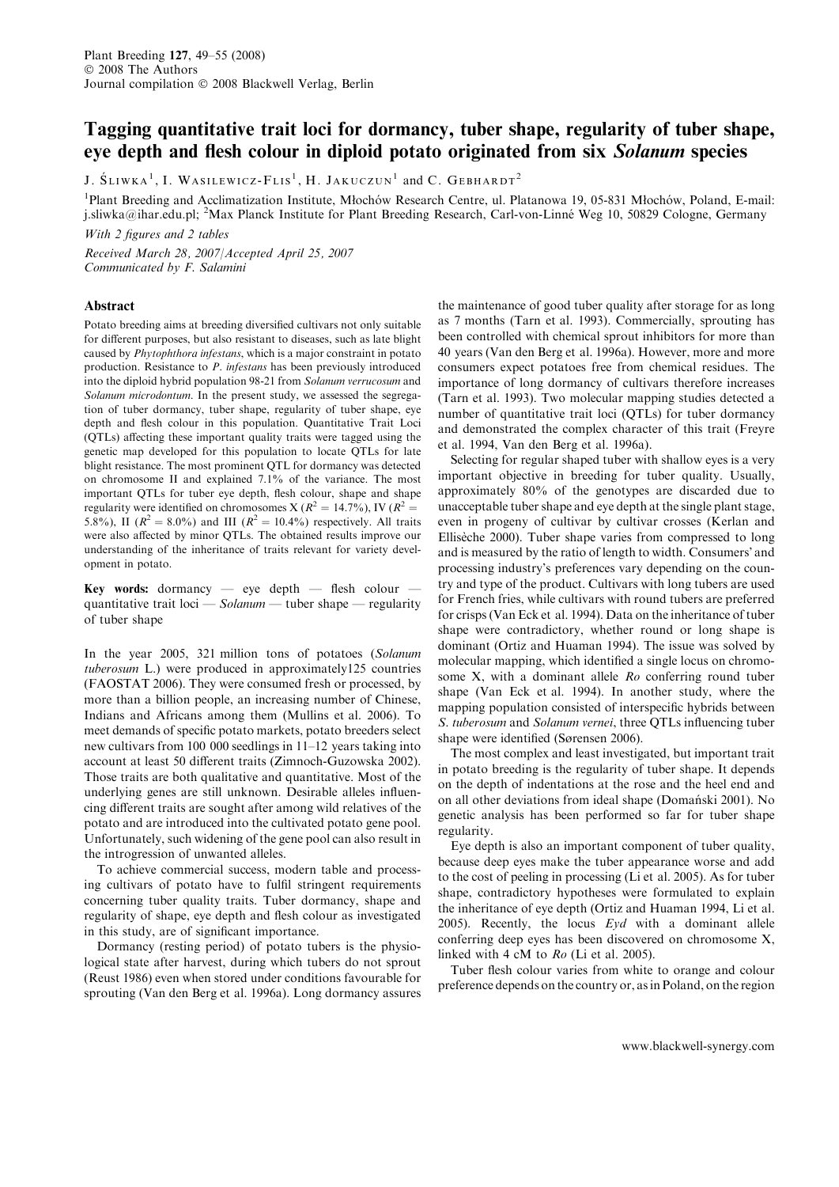# Tagging quantitative trait loci for dormancy, tuber shape, regularity of tuber shape, eye depth and flesh colour in diploid potato originated from six *Solanum* species

J. Śliwka[1], I. Wasilewicz-Flis[1], H. Jakuczun[1] and C. Gebhardt[2]

[1]Plant Breeding and Acclimatization Institute, Młochów Research Centre, ul. Platanowa 19, 05-831 Młochów, Poland, E-mail: j.sliwka@ihar.edu.pl; [2]Max Planck Institute for Plant Breeding Research, Carl-von-Linné Weg 10, 50829 Cologne, Germany

*With 2 figures and 2 tables*

*Received March 28, 2007/Accepted April 25, 2007*
*Communicated by F. Salamini*

## Abstract

Potato breeding aims at breeding diversified cultivars not only suitable for different purposes, but also resistant to diseases, such as late blight caused by *Phytophthora infestans*, which is a major constraint in potato production. Resistance to *P. infestans* has been previously introduced into the diploid hybrid population 98-21 from *Solanum verrucosum* and *Solanum microdontum*. In the present study, we assessed the segregation of tuber dormancy, tuber shape, regularity of tuber shape, eye depth and flesh colour in this population. Quantitative Trait Loci (QTLs) affecting these important quality traits were tagged using the genetic map developed for this population to locate QTLs for late blight resistance. The most prominent QTL for dormancy was detected on chromosome II and explained 7.1% of the variance. The most important QTLs for tuber eye depth, flesh colour, shape and shape regularity were identified on chromosomes X ($R^2$ = 14.7%), IV ($R^2$ = 5.8%), II ($R^2$ = 8.0%) and III ($R^2$ = 10.4%) respectively. All traits were also affected by minor QTLs. The obtained results improve our understanding of the inheritance of traits relevant for variety development in potato.

**Key words:** dormancy — eye depth — flesh colour — quantitative trait loci — *Solanum* — tuber shape — regularity of tuber shape

In the year 2005, 321 million tons of potatoes (*Solanum tuberosum* L.) were produced in approximately125 countries (FAOSTAT 2006). They were consumed fresh or processed, by more than a billion people, an increasing number of Chinese, Indians and Africans among them (Mullins et al. 2006). To meet demands of specific potato markets, potato breeders select new cultivars from 100 000 seedlings in 11–12 years taking into account at least 50 different traits (Zimnoch-Guzowska 2002). Those traits are both qualitative and quantitative. Most of the underlying genes are still unknown. Desirable alleles influencing different traits are sought after among wild relatives of the potato and are introduced into the cultivated potato gene pool. Unfortunately, such widening of the gene pool can also result in the introgression of unwanted alleles.

To achieve commercial success, modern table and processing cultivars of potato have to fulfil stringent requirements concerning tuber quality traits. Tuber dormancy, shape and regularity of shape, eye depth and flesh colour as investigated in this study, are of significant importance.

Dormancy (resting period) of potato tubers is the physiological state after harvest, during which tubers do not sprout (Reust 1986) even when stored under conditions favourable for sprouting (Van den Berg et al. 1996a). Long dormancy assures the maintenance of good tuber quality after storage for as long as 7 months (Tarn et al. 1993). Commercially, sprouting has been controlled with chemical sprout inhibitors for more than 40 years (Van den Berg et al. 1996a). However, more and more consumers expect potatoes free from chemical residues. The importance of long dormancy of cultivars therefore increases (Tarn et al. 1993). Two molecular mapping studies detected a number of quantitative trait loci (QTLs) for tuber dormancy and demonstrated the complex character of this trait (Freyre et al. 1994, Van den Berg et al. 1996a).

Selecting for regular shaped tuber with shallow eyes is a very important objective in breeding for tuber quality. Usually, approximately 80% of the genotypes are discarded due to unacceptable tuber shape and eye depth at the single plant stage, even in progeny of cultivar by cultivar crosses (Kerlan and Ellisèche 2000). Tuber shape varies from compressed to long and is measured by the ratio of length to width. Consumers' and processing industry's preferences vary depending on the country and type of the product. Cultivars with long tubers are used for French fries, while cultivars with round tubers are preferred for crisps (Van Eck et al. 1994). Data on the inheritance of tuber shape were contradictory, whether round or long shape is dominant (Ortiz and Huaman 1994). The issue was solved by molecular mapping, which identified a single locus on chromosome X, with a dominant allele *Ro* conferring round tuber shape (Van Eck et al. 1994). In another study, where the mapping population consisted of interspecific hybrids between *S. tuberosum* and *Solanum vernei*, three QTLs influencing tuber shape were identified (Sørensen 2006).

The most complex and least investigated, but important trait in potato breeding is the regularity of tuber shape. It depends on the depth of indentations at the rose and the heel end and on all other deviations from ideal shape (Domański 2001). No genetic analysis has been performed so far for tuber shape regularity.

Eye depth is also an important component of tuber quality, because deep eyes make the tuber appearance worse and add to the cost of peeling in processing (Li et al. 2005). As for tuber shape, contradictory hypotheses were formulated to explain the inheritance of eye depth (Ortiz and Huaman 1994, Li et al. 2005). Recently, the locus *Eyd* with a dominant allele conferring deep eyes has been discovered on chromosome X, linked with 4 cM to *Ro* (Li et al. 2005).

Tuber flesh colour varies from white to orange and colour preference depends on the country or, as in Poland, on the region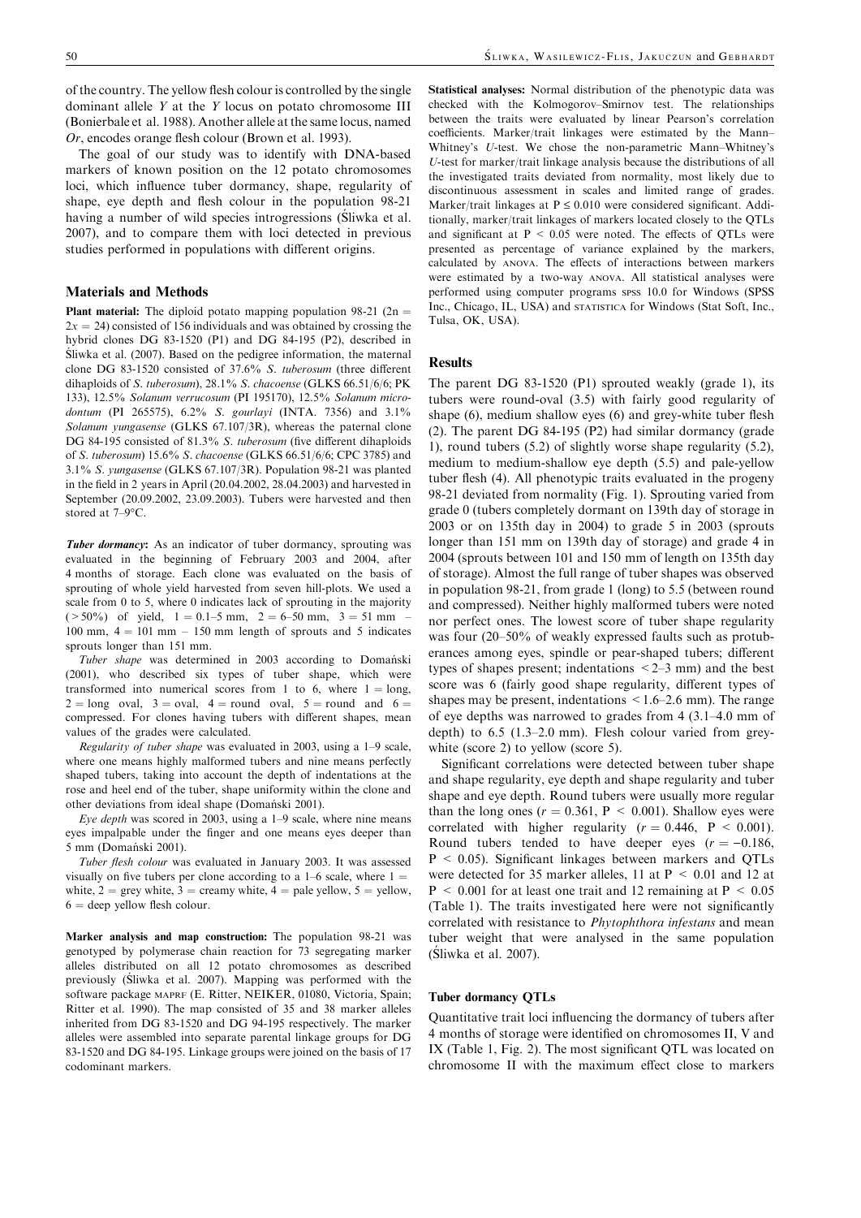of the country. The yellow flesh colour is controlled by the single dominant allele *Y* at the *Y* locus on potato chromosome III (Bonierbale et al. 1988). Another allele at the same locus, named *Or*, encodes orange flesh colour (Brown et al. 1993).

The goal of our study was to identify with DNA-based markers of known position on the 12 potato chromosomes loci, which influence tuber dormancy, shape, regularity of shape, eye depth and flesh colour in the population 98-21 having a number of wild species introgressions (Śliwka et al. 2007), and to compare them with loci detected in previous studies performed in populations with different origins.

## Materials and Methods

**Plant material:** The diploid potato mapping population 98-21 ($2n = 2x = 24$) consisted of 156 individuals and was obtained by crossing the hybrid clones DG 83-1520 (P1) and DG 84-195 (P2), described in Śliwka et al. (2007). Based on the pedigree information, the maternal clone DG 83-1520 consisted of 37.6% *S. tuberosum* (three different dihaploids of *S. tuberosum*), 28.1% *S. chacoense* (GLKS 66.51/6/6; PK 133), 12.5% *Solanum verrucosum* (PI 195170), 12.5% *Solanum microdontum* (PI 265575), 6.2% *S. gourlayi* (INTA. 7356) and 3.1% *Solanum yungasense* (GLKS 67.107/3R), whereas the paternal clone DG 84-195 consisted of 81.3% *S. tuberosum* (five different dihaploids of *S. tuberosum*) 15.6% *S. chacoense* (GLKS 66.51/6/6; CPC 3785) and 3.1% *S. yungasense* (GLKS 67.107/3R). Population 98-21 was planted in the field in 2 years in April (20.04.2002, 28.04.2003) and harvested in September (20.09.2002, 23.09.2003). Tubers were harvested and then stored at 7–9°C.

***Tuber dormancy***: As an indicator of tuber dormancy, sprouting was evaluated in the beginning of February 2003 and 2004, after 4 months of storage. Each clone was evaluated on the basis of sprouting of whole yield harvested from seven hill-plots. We used a scale from 0 to 5, where 0 indicates lack of sprouting in the majority (>50%) of yield, 1 = 0.1–5 mm, 2 = 6–50 mm, 3 = 51 mm – 100 mm, 4 = 101 mm – 150 mm length of sprouts and 5 indicates sprouts longer than 151 mm.

*Tuber shape* was determined in 2003 according to Domański (2001), who described six types of tuber shape, which were transformed into numerical scores from 1 to 6, where 1 = long, 2 = long oval, 3 = oval, 4 = round oval, 5 = round and 6 = compressed. For clones having tubers with different shapes, mean values of the grades were calculated.

*Regularity of tuber shape* was evaluated in 2003, using a 1–9 scale, where one means highly malformed tubers and nine means perfectly shaped tubers, taking into account the depth of indentations at the rose and heel end of the tuber, shape uniformity within the clone and other deviations from ideal shape (Domański 2001).

*Eye depth* was scored in 2003, using a 1–9 scale, where nine means eyes impalpable under the finger and one means eyes deeper than 5 mm (Domański 2001).

*Tuber flesh colour* was evaluated in January 2003. It was assessed visually on five tubers per clone according to a 1–6 scale, where 1 = white, 2 = grey white, 3 = creamy white, 4 = pale yellow, 5 = yellow, 6 = deep yellow flesh colour.

**Marker analysis and map construction:** The population 98-21 was genotyped by polymerase chain reaction for 73 segregating marker alleles distributed on all 12 potato chromosomes as described previously (Śliwka et al. 2007). Mapping was performed with the software package MAPRF (E. Ritter, NEIKER, 01080, Victoria, Spain; Ritter et al. 1990). The map consisted of 35 and 38 marker alleles inherited from DG 83-1520 and DG 94-195 respectively. The marker alleles were assembled into separate parental linkage groups for DG 83-1520 and DG 84-195. Linkage groups were joined on the basis of 17 codominant markers.

**Statistical analyses:** Normal distribution of the phenotypic data was checked with the Kolmogorov–Smirnov test. The relationships between the traits were evaluated by linear Pearson's correlation coefficients. Marker/trait linkages were estimated by the Mann–Whitney's *U*-test. We chose the non-parametric Mann–Whitney's *U*-test for marker/trait linkage analysis because the distributions of all the investigated traits deviated from normality, most likely due to discontinuous assessment in scales and limited range of grades. Marker/trait linkages at $P \le 0.010$ were considered significant. Additionally, marker/trait linkages of markers located closely to the QTLs and significant at $P < 0.05$ were noted. The effects of QTLs were presented as percentage of variance explained by the markers, calculated by ANOVA. The effects of interactions between markers were estimated by a two-way ANOVA. All statistical analyses were performed using computer programs SPSS 10.0 for Windows (SPSS Inc., Chicago, IL, USA) and STATISTICA for Windows (Stat Soft, Inc., Tulsa, OK, USA).

## Results

The parent DG 83-1520 (P1) sprouted weakly (grade 1), its tubers were round-oval (3.5) with fairly good regularity of shape (6), medium shallow eyes (6) and grey-white tuber flesh (2). The parent DG 84-195 (P2) had similar dormancy (grade 1), round tubers (5.2) of slightly worse shape regularity (5.2), medium to medium-shallow eye depth (5.5) and pale-yellow tuber flesh (4). All phenotypic traits evaluated in the progeny 98-21 deviated from normality (Fig. 1). Sprouting varied from grade 0 (tubers completely dormant on 139th day of storage in 2003 or on 135th day in 2004) to grade 5 in 2003 (sprouts longer than 151 mm on 139th day of storage) and grade 4 in 2004 (sprouts between 101 and 150 mm of length on 135th day of storage). Almost the full range of tuber shapes was observed in population 98-21, from grade 1 (long) to 5.5 (between round and compressed). Neither highly malformed tubers were noted nor perfect ones. The lowest score of tuber shape regularity was four (20–50% of weakly expressed faults such as protuberances among eyes, spindle or pear-shaped tubers; different types of shapes present; indentations <2–3 mm) and the best score was 6 (fairly good shape regularity, different types of shapes may be present, indentations <1.6–2.6 mm). The range of eye depths was narrowed to grades from 4 (3.1–4.0 mm of depth) to 6.5 (1.3–2.0 mm). Flesh colour varied from grey-white (score 2) to yellow (score 5).

Significant correlations were detected between tuber shape and shape regularity, eye depth and shape regularity and tuber shape and eye depth. Round tubers were usually more regular than the long ones ($r = 0.361$, $P < 0.001$). Shallow eyes were correlated with higher regularity ($r = 0.446$, $P < 0.001$). Round tubers tended to have deeper eyes ($r = -0.186$, $P < 0.05$). Significant linkages between markers and QTLs were detected for 35 marker alleles, 11 at $P < 0.01$ and 12 at $P < 0.001$ for at least one trait and 12 remaining at $P < 0.05$ (Table 1). The traits investigated here were not significantly correlated with resistance to *Phytophthora infestans* and mean tuber weight that were analysed in the same population (Śliwka et al. 2007).

### Tuber dormancy QTLs

Quantitative trait loci influencing the dormancy of tubers after 4 months of storage were identified on chromosomes II, V and IX (Table 1, Fig. 2). The most significant QTL was located on chromosome II with the maximum effect close to markers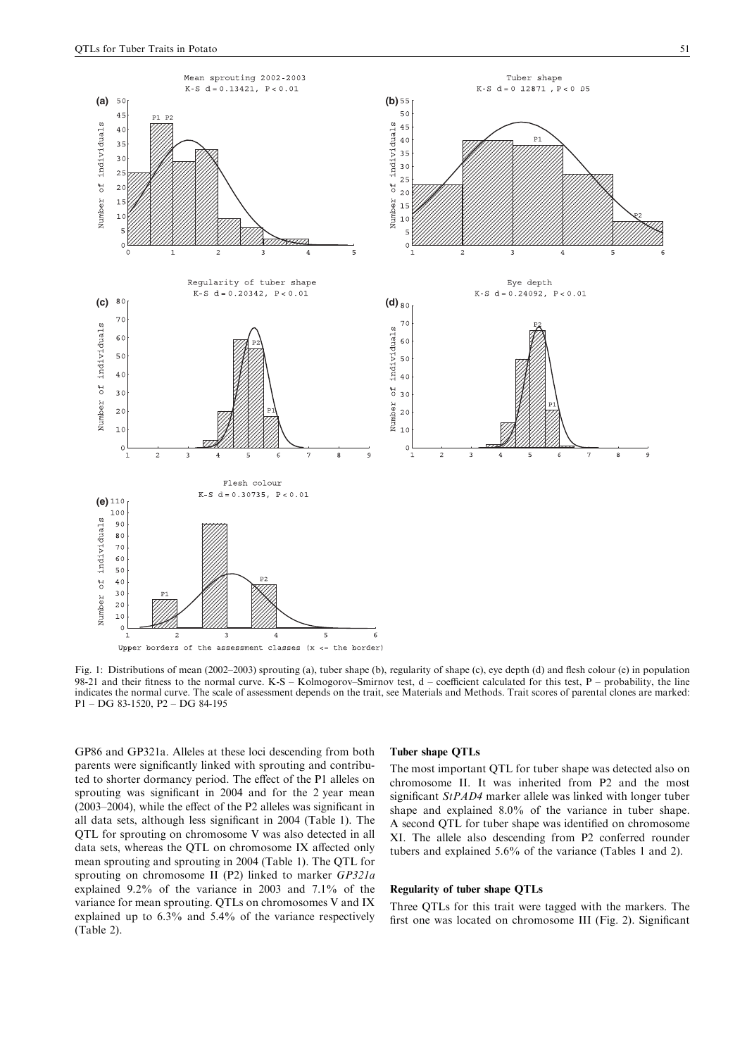Fig. 1: Distributions of mean (2002–2003) sprouting (a), tuber shape (b), regularity of shape (c), eye depth (d) and flesh colour (e) in population 98-21 and their fitness to the normal curve. K-S – Kolmogorov–Smirnov test, d – coefficient calculated for this test, P – probability, the line indicates the normal curve. The scale of assessment depends on the trait, see Materials and Methods. Trait scores of parental clones are marked: P1 – DG 83-1520, P2 – DG 84-195

GP86 and GP321a. Alleles at these loci descending from both parents were significantly linked with sprouting and contributed to shorter dormancy period. The effect of the P1 alleles on sprouting was significant in 2004 and for the 2 year mean (2003–2004), while the effect of the P2 alleles was significant in all data sets, although less significant in 2004 (Table 1). The QTL for sprouting on chromosome V was also detected in all data sets, whereas the QTL on chromosome IX affected only mean sprouting and sprouting in 2004 (Table 1). The QTL for sprouting on chromosome II (P2) linked to marker *GP321a* explained 9.2% of the variance in 2003 and 7.1% of the variance for mean sprouting. QTLs on chromosomes V and IX explained up to 6.3% and 5.4% of the variance respectively (Table 2).

### Tuber shape QTLs

The most important QTL for tuber shape was detected also on chromosome II. It was inherited from P2 and the most significant *StPAD4* marker allele was linked with longer tuber shape and explained 8.0% of the variance in tuber shape. A second QTL for tuber shape was identified on chromosome XI. The allele also descending from P2 conferred rounder tubers and explained 5.6% of the variance (Tables 1 and 2).

### Regularity of tuber shape QTLs

Three QTLs for this trait were tagged with the markers. The first one was located on chromosome III (Fig. 2). Significant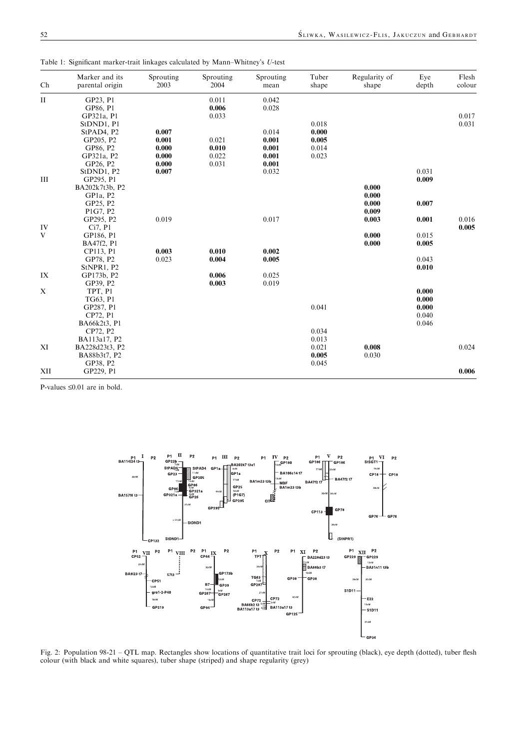Table 1: Significant marker-trait linkages calculated by Mann–Whitney's *U*-test

| Ch | Marker and its parental origin | Sprouting 2003 | Sprouting 2004 | Sprouting mean | Tuber shape | Regularity of shape | Eye depth | Flesh colour |
|---|---|---|---|---|---|---|---|---|
| II | GP23, P1 | | 0.011 | 0.042 | | | | |
| | GP86, P1 | | **0.006** | 0.028 | | | | |
| | GP321a, P1 | | 0.033 | | | | | 0.017 |
| | StDND1, P1 | | | | 0.018 | | | 0.031 |
| | StPAD4, P2 | **0.007** | | 0.014 | **0.000** | | | |
| | GP205, P2 | **0.001** | 0.021 | **0.001** | **0.005** | | | |
| | GP86, P2 | **0.000** | **0.010** | **0.001** | 0.014 | | | |
| | GP321a, P2 | **0.000** | 0.022 | **0.001** | 0.023 | | | |
| | GP26, P2 | **0.000** | 0.031 | **0.001** | | | | |
| | StDND1, P2 | **0.007** | | 0.032 | | | 0.031 | |
| III | GP295, P1 | | | | | | **0.009** | |
| | BA202k7t3b, P2 | | | | | **0.000** | | |
| | GP1a, P2 | | | | | **0.000** | | |
| | GP25, P2 | | | | | **0.000** | **0.007** | |
| | P1G7, P2 | | | | | **0.009** | | |
| | GP295, P2 | 0.019 | | 0.017 | | **0.003** | **0.001** | 0.016 |
| IV | Ci7, P1 | | | | | | | **0.005** |
| V | GP186, P1 | | | | | **0.000** | 0.015 | |
| | BA47f2, P1 | | | | | **0.000** | **0.005** | |
| | CP113, P1 | **0.003** | **0.010** | **0.002** | | | | |
| | GP78, P2 | 0.023 | **0.004** | **0.005** | | | 0.043 | |
| | StNPR1, P2 | | | | | | **0.010** | |
| IX | GP173b, P2 | | **0.006** | 0.025 | | | | |
| | GP39, P2 | | **0.003** | 0.019 | | | | |
| X | TPT, P1 | | | | | | **0.000** | |
| | TG63, P1 | | | | | | **0.000** | |
| | GP287, P1 | | | | 0.041 | | **0.000** | |
| | CP72, P1 | | | | | | 0.040 | |
| | BA66k2t3, P1 | | | | | | 0.046 | |
| | CP72, P2 | | | | 0.034 | | | |
| | BA113a17, P2 | | | | 0.013 | | | |
| XI | BA228d23t3, P2 | | | | 0.021 | **0.008** | | 0.024 |
| | BA88b3t7, P2 | | | | **0.005** | 0.030 | | |
| | GP38, P2 | | | | 0.045 | | | |
| XII | GP229, P1 | | | | | | | **0.006** |

P-values ≤0.01 are in bold.

Fig. 2: Population 98-21 – QTL map. Rectangles show locations of quantitative trait loci for sprouting (black), eye depth (dotted), tuber flesh colour (with black and white squares), tuber shape (striped) and shape regularity (grey)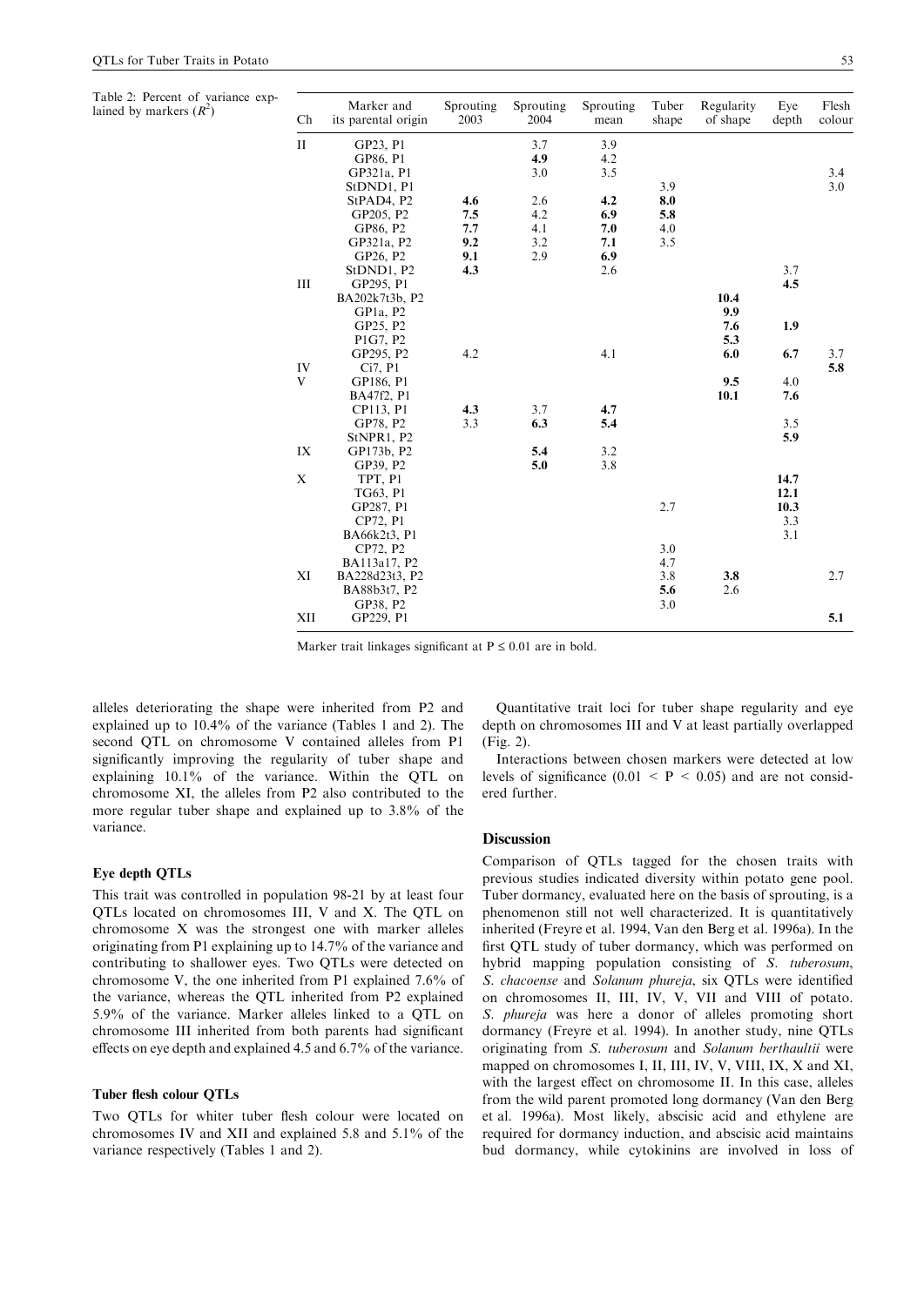Table 2: Percent of variance explained by markers ($R^2$)

| Ch | Marker and its parental origin | Sprouting 2003 | Sprouting 2004 | Sprouting mean | Tuber shape | Regularity of shape | Eye depth | Flesh colour |
|---|---|---|---|---|---|---|---|---|
| II | GP23, P1 | | 3.7 | 3.9 | | | | |
| | GP86, P1 | | **4.9** | 4.2 | | | | |
| | GP321a, P1 | | 3.0 | 3.5 | | | | 3.4 |
| | StDND1, P1 | | | | 3.9 | | | 3.0 |
| | StPAD4, P2 | **4.6** | 2.6 | **4.2** | **8.0** | | | |
| | GP205, P2 | **7.5** | 4.2 | **6.9** | **5.8** | | | |
| | GP86, P2 | **7.7** | 4.1 | **7.0** | 4.0 | | | |
| | GP321a, P2 | **9.2** | 3.2 | **7.1** | 3.5 | | | |
| | GP26, P2 | **9.1** | 2.9 | **6.9** | | | | |
| | StDND1, P2 | **4.3** | | 2.6 | | | 3.7 | |
| III | GP295, P1 | | | | | | **4.5** | |
| | BA202k7t3b, P2 | | | | | **10.4** | | |
| | GP1a, P2 | | | | | **9.9** | | |
| | GP25, P2 | | | | | **7.6** | **1.9** | |
| | P1G7, P2 | | | | | **5.3** | | |
| | GP295, P2 | 4.2 | | 4.1 | | **6.0** | **6.7** | 3.7 |
| IV | Ci7, P1 | | | | | | | **5.8** |
| V | GP186, P1 | | | | | **9.5** | 4.0 | |
| | BA47f2, P1 | | | | | **10.1** | **7.6** | |
| | CP113, P1 | **4.3** | 3.7 | **4.7** | | | | |
| | GP78, P2 | 3.3 | **6.3** | **5.4** | | | 3.5 | |
| | StNPR1, P2 | | | | | | **5.9** | |
| IX | GP173b, P2 | | **5.4** | 3.2 | | | | |
| | GP39, P2 | | **5.0** | 3.8 | | | | |
| X | TPT, P1 | | | | | | **14.7** | |
| | TG63, P1 | | | | | | **12.1** | |
| | GP287, P1 | | | | 2.7 | | **10.3** | |
| | CP72, P1 | | | | | | 3.3 | |
| | BA66k2t3, P1 | | | | | | 3.1 | |
| | CP72, P2 | | | | 3.0 | | | |
| | BA113a17, P2 | | | | 4.7 | | | |
| XI | BA228d23t3, P2 | | | | 3.8 | **3.8** | | 2.7 |
| | BA88b3t7, P2 | | | | **5.6** | 2.6 | | |
| | GP38, P2 | | | | 3.0 | | | |
| XII | GP229, P1 | | | | | | | **5.1** |

Marker trait linkages significant at P ≤ 0.01 are in bold.

alleles deteriorating the shape were inherited from P2 and explained up to 10.4% of the variance (Tables 1 and 2). The second QTL on chromosome V contained alleles from P1 significantly improving the regularity of tuber shape and explaining 10.1% of the variance. Within the QTL on chromosome XI, the alleles from P2 also contributed to the more regular tuber shape and explained up to 3.8% of the variance.

### Eye depth QTLs

This trait was controlled in population 98-21 by at least four QTLs located on chromosomes III, V and X. The QTL on chromosome X was the strongest one with marker alleles originating from P1 explaining up to 14.7% of the variance and contributing to shallower eyes. Two QTLs were detected on chromosome V, the one inherited from P1 explained 7.6% of the variance, whereas the QTL inherited from P2 explained 5.9% of the variance. Marker alleles linked to a QTL on chromosome III inherited from both parents had significant effects on eye depth and explained 4.5 and 6.7% of the variance.

### Tuber flesh colour QTLs

Two QTLs for whiter tuber flesh colour were located on chromosomes IV and XII and explained 5.8 and 5.1% of the variance respectively (Tables 1 and 2).

Quantitative trait loci for tuber shape regularity and eye depth on chromosomes III and V at least partially overlapped (Fig. 2).

Interactions between chosen markers were detected at low levels of significance ($0.01 < P < 0.05$) and are not considered further.

## Discussion

Comparison of QTLs tagged for the chosen traits with previous studies indicated diversity within potato gene pool. Tuber dormancy, evaluated here on the basis of sprouting, is a phenomenon still not well characterized. It is quantitatively inherited (Freyre et al. 1994, Van den Berg et al. 1996a). In the first QTL study of tuber dormancy, which was performed on hybrid mapping population consisting of *S. tuberosum*, *S. chacoense* and *Solanum phureja*, six QTLs were identified on chromosomes II, III, IV, V, VII and VIII of potato. *S. phureja* was here a donor of alleles promoting short dormancy (Freyre et al. 1994). In another study, nine QTLs originating from *S. tuberosum* and *Solanum berthaultii* were mapped on chromosomes I, II, III, IV, V, VIII, IX, X and XI, with the largest effect on chromosome II. In this case, alleles from the wild parent promoted long dormancy (Van den Berg et al. 1996a). Most likely, abscisic acid and ethylene are required for dormancy induction, and abscisic acid maintains bud dormancy, while cytokinins are involved in loss of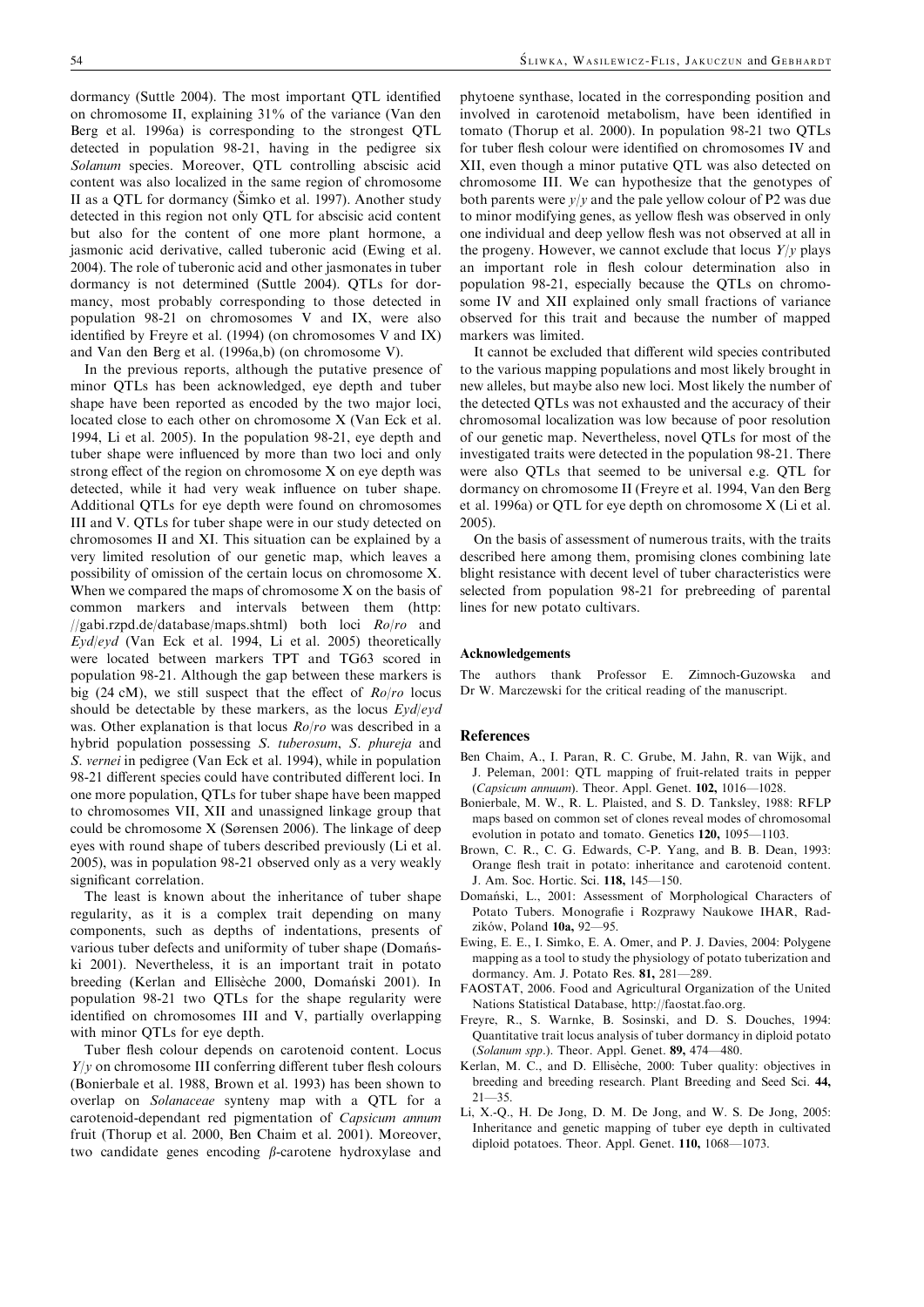dormancy (Suttle 2004). The most important QTL identified on chromosome II, explaining 31% of the variance (Van den Berg et al. 1996a) is corresponding to the strongest QTL detected in population 98-21, having in the pedigree six *Solanum* species. Moreover, QTL controlling abscisic acid content was also localized in the same region of chromosome II as a QTL for dormancy (Šimko et al. 1997). Another study detected in this region not only QTL for abscisic acid content but also for the content of one more plant hormone, a jasmonic acid derivative, called tuberonic acid (Ewing et al. 2004). The role of tuberonic acid and other jasmonates in tuber dormancy is not determined (Suttle 2004). QTLs for dormancy, most probably corresponding to those detected in population 98-21 on chromosomes V and IX, were also identified by Freyre et al. (1994) (on chromosomes V and IX) and Van den Berg et al. (1996a,b) (on chromosome V).

In the previous reports, although the putative presence of minor QTLs has been acknowledged, eye depth and tuber shape have been reported as encoded by the two major loci, located close to each other on chromosome X (Van Eck et al. 1994, Li et al. 2005). In the population 98-21, eye depth and tuber shape were influenced by more than two loci and only strong effect of the region on chromosome X on eye depth was detected, while it had very weak influence on tuber shape. Additional QTLs for eye depth were found on chromosomes III and V. QTLs for tuber shape were in our study detected on chromosomes II and XI. This situation can be explained by a very limited resolution of our genetic map, which leaves a possibility of omission of the certain locus on chromosome X. When we compared the maps of chromosome X on the basis of common markers and intervals between them (http://gabi.rzpd.de/database/maps.shtml) both loci *Ro*/*ro* and *Eyd*/*eyd* (Van Eck et al. 1994, Li et al. 2005) theoretically were located between markers TPT and TG63 scored in population 98-21. Although the gap between these markers is big (24 cM), we still suspect that the effect of *Ro*/*ro* locus should be detectable by these markers, as the locus *Eyd*/*eyd* was. Other explanation is that locus *Ro*/*ro* was described in a hybrid population possessing *S. tuberosum*, *S. phureja* and *S. vernei* in pedigree (Van Eck et al. 1994), while in population 98-21 different species could have contributed different loci. In one more population, QTLs for tuber shape have been mapped to chromosomes VII, XII and unassigned linkage group that could be chromosome X (Sørensen 2006). The linkage of deep eyes with round shape of tubers described previously (Li et al. 2005), was in population 98-21 observed only as a very weakly significant correlation.

The least is known about the inheritance of tuber shape regularity, as it is a complex trait depending on many components, such as depths of indentations, presents of various tuber defects and uniformity of tuber shape (Domański 2001). Nevertheless, it is an important trait in potato breeding (Kerlan and Ellisèche 2000, Domański 2001). In population 98-21 two QTLs for the shape regularity were identified on chromosomes III and V, partially overlapping with minor QTLs for eye depth.

Tuber flesh colour depends on carotenoid content. Locus *Y*/*y* on chromosome III conferring different tuber flesh colours (Bonierbale et al. 1988, Brown et al. 1993) has been shown to overlap on *Solanaceae* synteny map with a QTL for a carotenoid-dependant red pigmentation of *Capsicum annum* fruit (Thorup et al. 2000, Ben Chaim et al. 2001). Moreover, two candidate genes encoding $\beta$-carotene hydroxylase and phytoene synthase, located in the corresponding position and involved in carotenoid metabolism, have been identified in tomato (Thorup et al. 2000). In population 98-21 two QTLs for tuber flesh colour were identified on chromosomes IV and XII, even though a minor putative QTL was also detected on chromosome III. We can hypothesize that the genotypes of both parents were *y*/*y* and the pale yellow colour of P2 was due to minor modifying genes, as yellow flesh was observed in only one individual and deep yellow flesh was not observed at all in the progeny. However, we cannot exclude that locus *Y*/*y* plays an important role in flesh colour determination also in population 98-21, especially because the QTLs on chromosome IV and XII explained only small fractions of variance observed for this trait and because the number of mapped markers was limited.

It cannot be excluded that different wild species contributed to the various mapping populations and most likely brought in new alleles, but maybe also new loci. Most likely the number of the detected QTLs was not exhausted and the accuracy of their chromosomal localization was low because of poor resolution of our genetic map. Nevertheless, novel QTLs for most of the investigated traits were detected in the population 98-21. There were also QTLs that seemed to be universal e.g. QTL for dormancy on chromosome II (Freyre et al. 1994, Van den Berg et al. 1996a) or QTL for eye depth on chromosome X (Li et al. 2005).

On the basis of assessment of numerous traits, with the traits described here among them, promising clones combining late blight resistance with decent level of tuber characteristics were selected from population 98-21 for prebreeding of parental lines for new potato cultivars.

### Acknowledgements

The authors thank Professor E. Zimnoch-Guzowska and Dr W. Marczewski for the critical reading of the manuscript.

## References

Ben Chaim, A., I. Paran, R. C. Grube, M. Jahn, R. van Wijk, and J. Peleman, 2001: QTL mapping of fruit-related traits in pepper (*Capsicum annuum*). Theor. Appl. Genet. **102,** 1016—1028.

Bonierbale, M. W., R. L. Plaisted, and S. D. Tanksley, 1988: RFLP maps based on common set of clones reveal modes of chromosomal evolution in potato and tomato. Genetics **120,** 1095—1103.

Brown, C. R., C. G. Edwards, C-P. Yang, and B. B. Dean, 1993: Orange flesh trait in potato: inheritance and carotenoid content. J. Am. Soc. Hortic. Sci. **118,** 145—150.

Domański, L., 2001: Assessment of Morphological Characters of Potato Tubers. Monografie i Rozprawy Naukowe IHAR, Radzików, Poland **10a,** 92—95.

Ewing, E. E., I. Simko, E. A. Omer, and P. J. Davies, 2004: Polygene mapping as a tool to study the physiology of potato tuberization and dormancy. Am. J. Potato Res. **81,** 281—289.

FAOSTAT, 2006. Food and Agricultural Organization of the United Nations Statistical Database, http://faostat.fao.org.

Freyre, R., S. Warnke, B. Sosinski, and D. S. Douches, 1994: Quantitative trait locus analysis of tuber dormancy in diploid potato (*Solanum spp*.). Theor. Appl. Genet. **89,** 474—480.

Kerlan, M. C., and D. Ellisèche, 2000: Tuber quality: objectives in breeding and breeding research. Plant Breeding and Seed Sci. **44,** 21—35.

Li, X.-Q., H. De Jong, D. M. De Jong, and W. S. De Jong, 2005: Inheritance and genetic mapping of tuber eye depth in cultivated diploid potatoes. Theor. Appl. Genet. **110,** 1068—1073.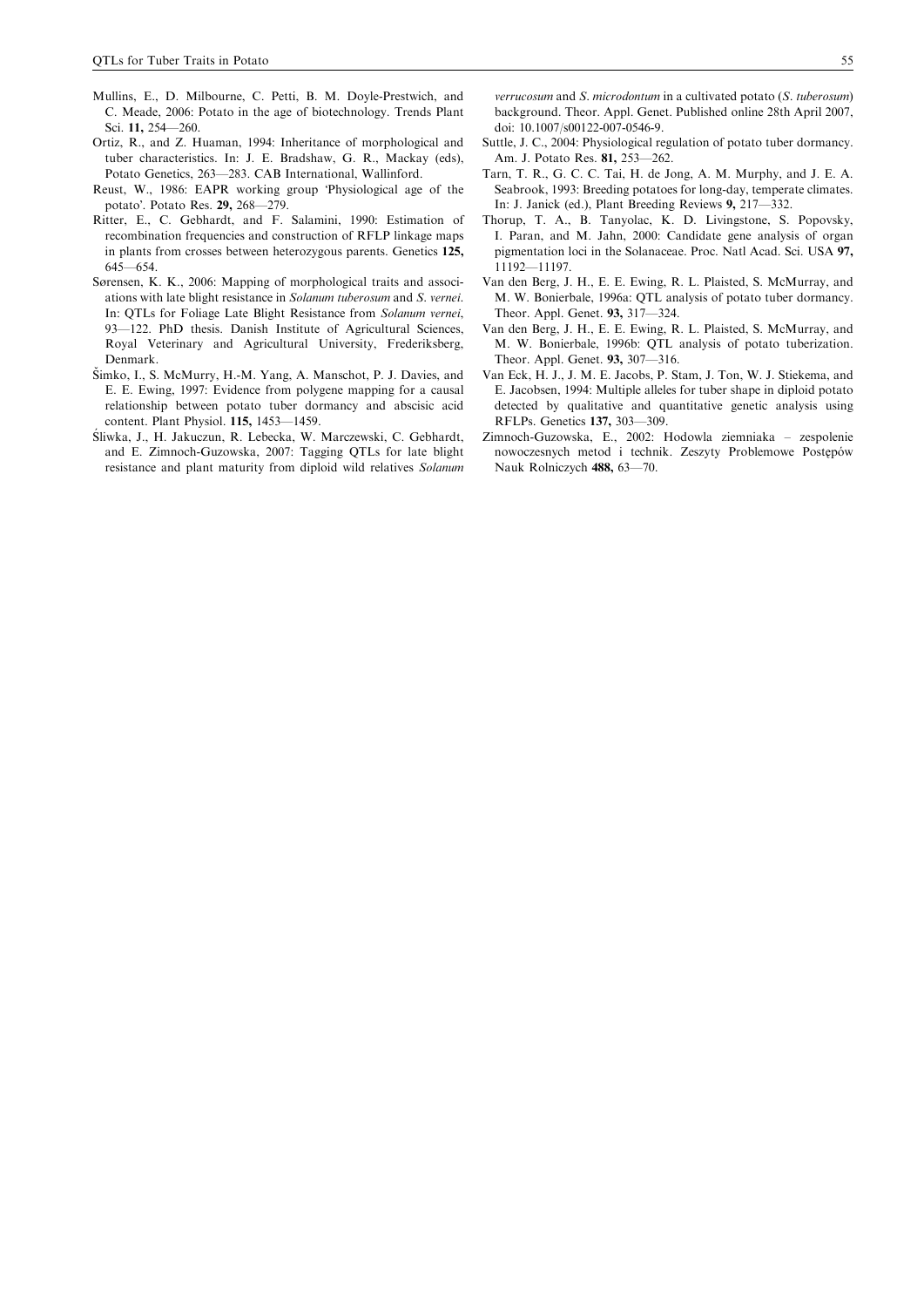Mullins, E., D. Milbourne, C. Petti, B. M. Doyle-Prestwich, and C. Meade, 2006: Potato in the age of biotechnology. Trends Plant Sci. **11,** 254—260.

Ortiz, R., and Z. Huaman, 1994: Inheritance of morphological and tuber characteristics. In: J. E. Bradshaw, G. R., Mackay (eds), Potato Genetics, 263—283. CAB International, Wallinford.

Reust, W., 1986: EAPR working group 'Physiological age of the potato'. Potato Res. **29,** 268—279.

Ritter, E., C. Gebhardt, and F. Salamini, 1990: Estimation of recombination frequencies and construction of RFLP linkage maps in plants from crosses between heterozygous parents. Genetics **125,** 645—654.

Sørensen, K. K., 2006: Mapping of morphological traits and associations with late blight resistance in *Solanum tuberosum* and *S. vernei*. In: QTLs for Foliage Late Blight Resistance from *Solanum vernei*, 93—122. PhD thesis. Danish Institute of Agricultural Sciences, Royal Veterinary and Agricultural University, Frederiksberg, Denmark.

Šimko, I., S. McMurry, H.-M. Yang, A. Manschot, P. J. Davies, and E. E. Ewing, 1997: Evidence from polygene mapping for a causal relationship between potato tuber dormancy and abscisic acid content. Plant Physiol. **115,** 1453—1459.

Śliwka, J., H. Jakuczun, R. Lebecka, W. Marczewski, C. Gebhardt, and E. Zimnoch-Guzowska, 2007: Tagging QTLs for late blight resistance and plant maturity from diploid wild relatives *Solanum verrucosum* and *S. microdontum* in a cultivated potato (*S. tuberosum*) background. Theor. Appl. Genet. Published online 28th April 2007, doi: 10.1007/s00122-007-0546-9.

Suttle, J. C., 2004: Physiological regulation of potato tuber dormancy. Am. J. Potato Res. **81,** 253—262.

Tarn, T. R., G. C. C. Tai, H. de Jong, A. M. Murphy, and J. E. A. Seabrook, 1993: Breeding potatoes for long-day, temperate climates. In: J. Janick (ed.), Plant Breeding Reviews **9,** 217—332.

Thorup, T. A., B. Tanyolac, K. D. Livingstone, S. Popovsky, I. Paran, and M. Jahn, 2000: Candidate gene analysis of organ pigmentation loci in the Solanaceae. Proc. Natl Acad. Sci. USA **97,** 11192—11197.

Van den Berg, J. H., E. E. Ewing, R. L. Plaisted, S. McMurray, and M. W. Bonierbale, 1996a: QTL analysis of potato tuber dormancy. Theor. Appl. Genet. **93,** 317—324.

Van den Berg, J. H., E. E. Ewing, R. L. Plaisted, S. McMurray, and M. W. Bonierbale, 1996b: QTL analysis of potato tuberization. Theor. Appl. Genet. **93,** 307—316.

Van Eck, H. J., J. M. E. Jacobs, P. Stam, J. Ton, W. J. Stiekema, and E. Jacobsen, 1994: Multiple alleles for tuber shape in diploid potato detected by qualitative and quantitative genetic analysis using RFLPs. Genetics **137,** 303—309.

Zimnoch-Guzowska, E., 2002: Hodowla ziemniaka – zespolenie nowoczesnych metod i technik. Zeszyty Problemowe Postępów Nauk Rolniczych **488,** 63—70.